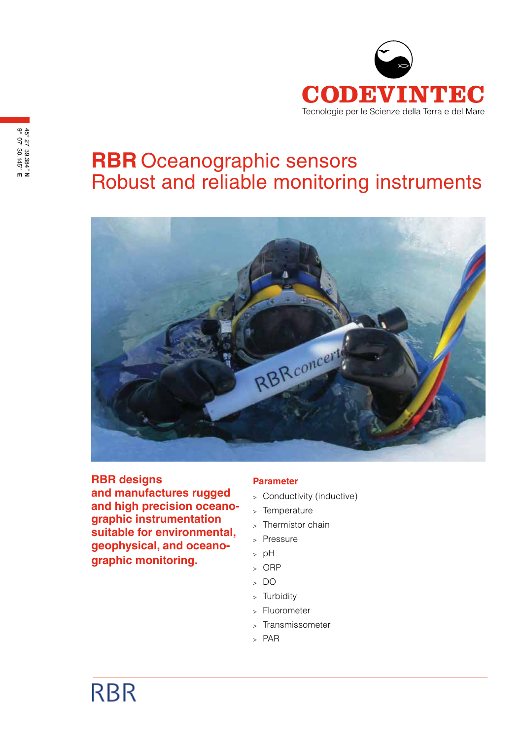CODEVINTEC

Tecnologie per le Scienze della Terra e del Mare

45° 27' 39.384" N
9° 07' 30.145" E

# RBR Oceanographic sensors
# Robust and reliable monitoring instruments

**RBR designs and manufactures rugged and high precision oceanographic instrumentation suitable for environmental, geophysical, and oceanographic monitoring.**

## Parameter

- Conductivity (inductive)
- Temperature
- Thermistor chain
- Pressure
- pH
- ORP
- DO
- Turbidity
- Fluorometer
- Transmissometer
- PAR

RBR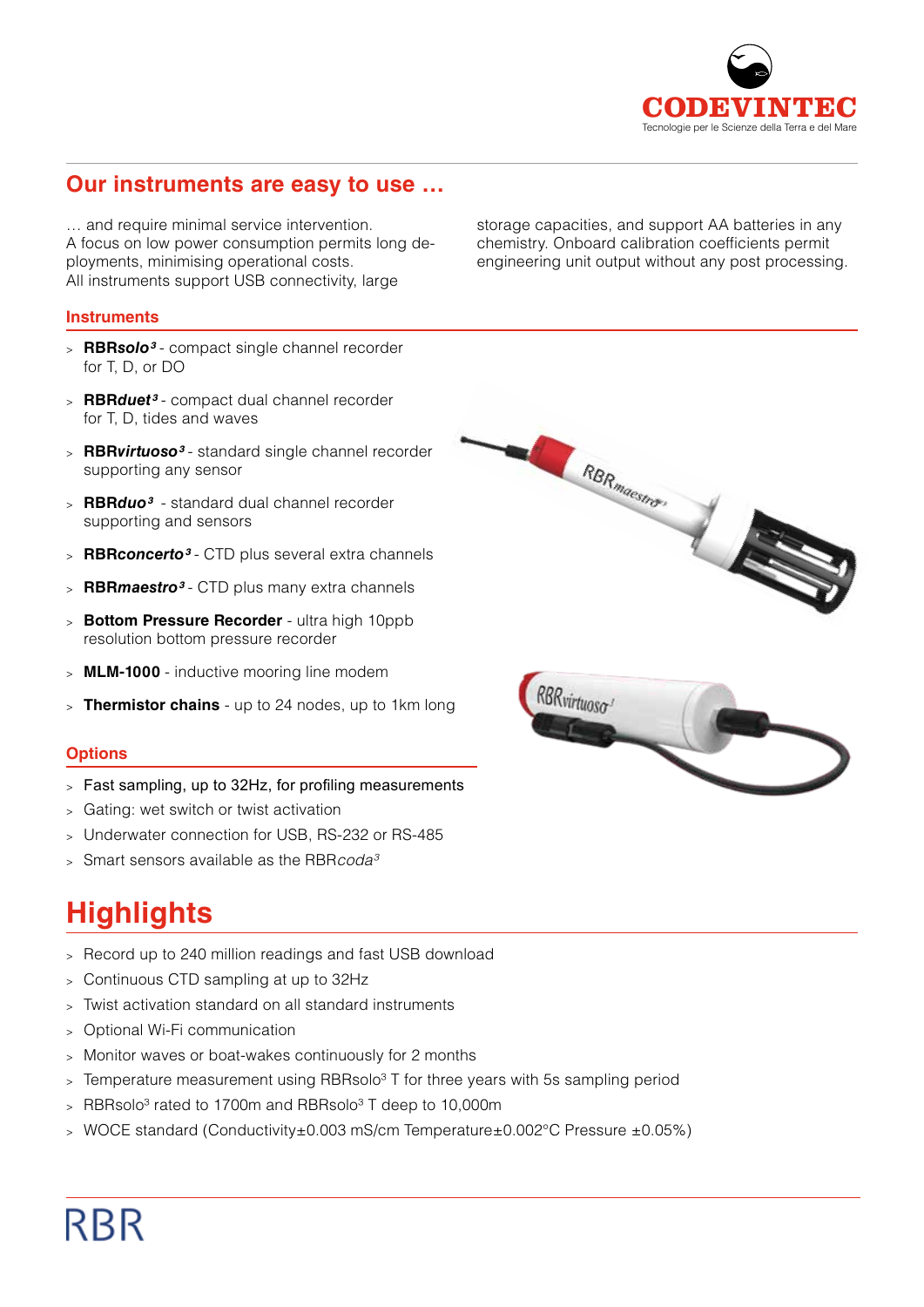## Our instruments are easy to use …

… and require minimal service intervention.
A focus on low power consumption permits long deployments, minimising operational costs.
All instruments support USB connectivity, large storage capacities, and support AA batteries in any chemistry. Onboard calibration coefficients permit engineering unit output without any post processing.

### Instruments

- **RBR*solo*³** - compact single channel recorder for T, D, or DO
- **RBR*duet*³** - compact dual channel recorder for T, D, tides and waves
- **RBR*virtuoso*³** - standard single channel recorder supporting any sensor
- **RBR*duo*³** - standard dual channel recorder supporting and sensors
- **RBR*concerto*³** - CTD plus several extra channels
- **RBR*maestro*³** - CTD plus many extra channels
- **Bottom Pressure Recorder** - ultra high 10ppb resolution bottom pressure recorder
- **MLM-1000** - inductive mooring line modem
- **Thermistor chains** - up to 24 nodes, up to 1km long

### Options

- Fast sampling, up to 32Hz, for profiling measurements
- Gating: wet switch or twist activation
- Underwater connection for USB, RS-232 or RS-485
- Smart sensors available as the RBR*coda*³

# Highlights

- Record up to 240 million readings and fast USB download
- Continuous CTD sampling at up to 32Hz
- Twist activation standard on all standard instruments
- Optional Wi-Fi communication
- Monitor waves or boat-wakes continuously for 2 months
- Temperature measurement using RBRsolo³ T for three years with 5s sampling period
- RBRsolo³ rated to 1700m and RBRsolo³ T deep to 10,000m
- WOCE standard (Conductivity±0.003 mS/cm Temperature±0.002°C Pressure ±0.05%)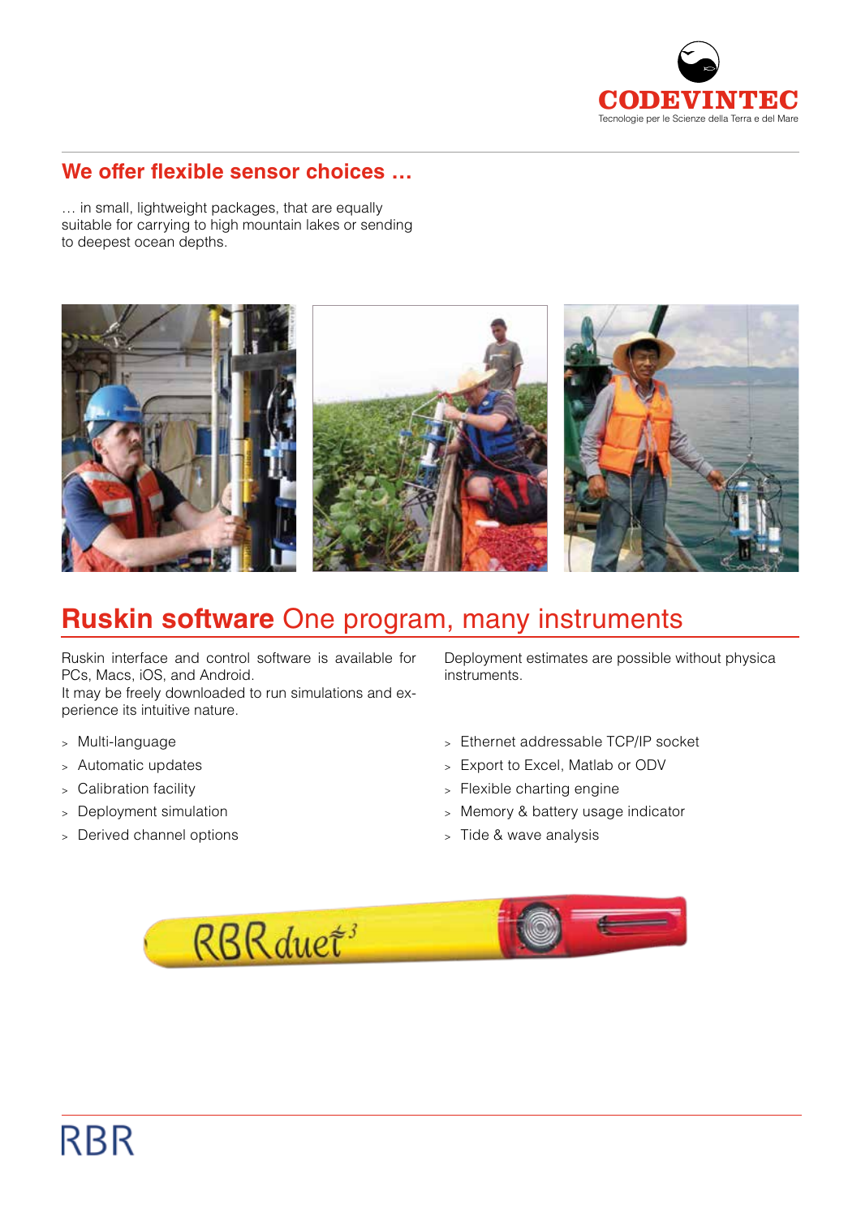## We offer flexible sensor choices …

… in small, lightweight packages, that are equally suitable for carrying to high mountain lakes or sending to deepest ocean depths.

# **Ruskin software** One program, many instruments

Ruskin interface and control software is available for PCs, Macs, iOS, and Android.
It may be freely downloaded to run simulations and experience its intuitive nature.

Deployment estimates are possible without physica instruments.

- Multi-language
- Automatic updates
- Calibration facility
- Deployment simulation
- Derived channel options
- Ethernet addressable TCP/IP socket
- Export to Excel, Matlab or ODV
- Flexible charting engine
- Memory & battery usage indicator
- Tide & wave analysis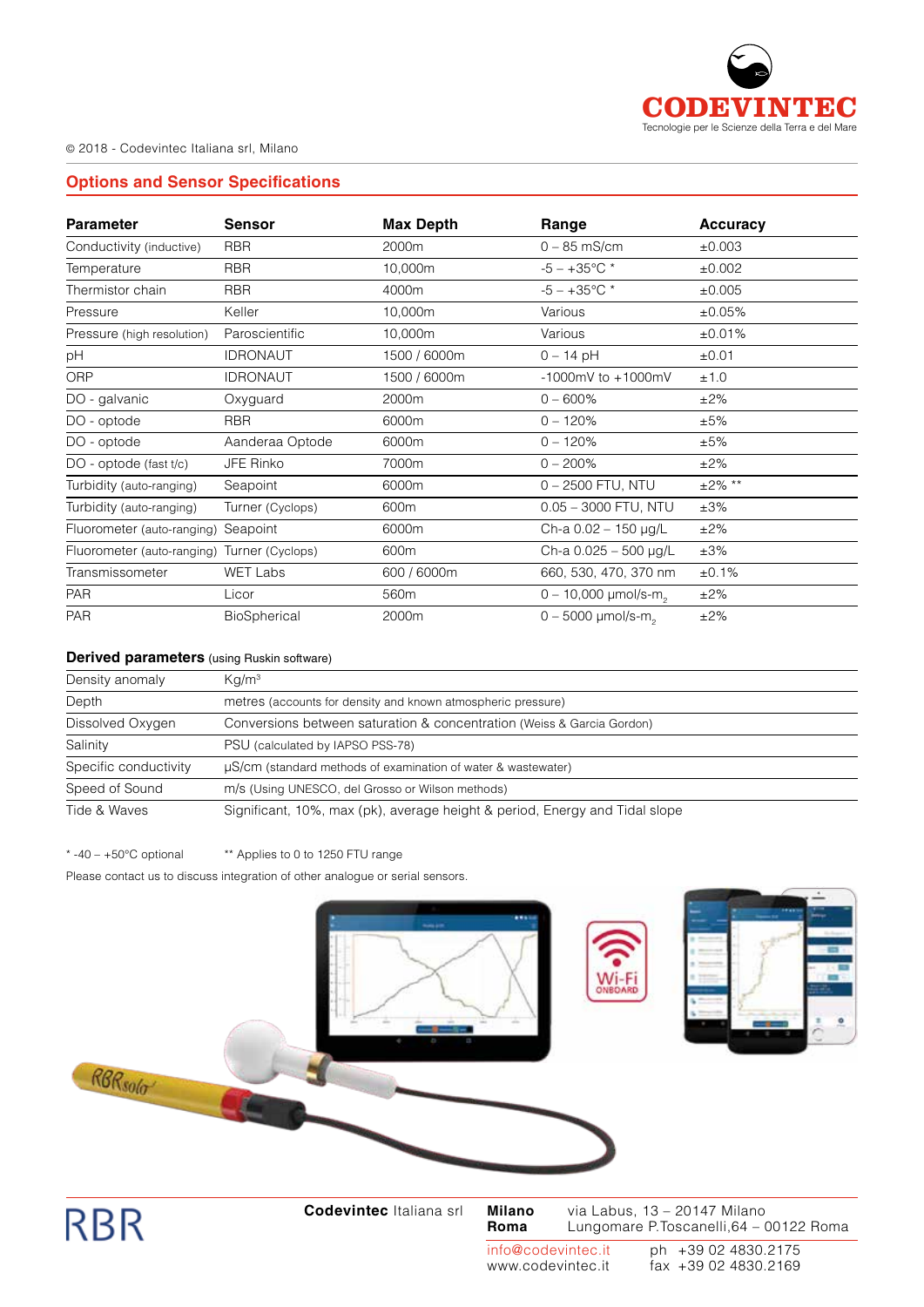© 2018 - Codevintec Italiana srl, Milano

**CODEVINTEC**
Tecnologie per le Scienze della Terra e del Mare

## Options and Sensor Specifications

| Parameter | Sensor | Max Depth | Range | Accuracy |
|---|---|---|---|---|
| Conductivity (inductive) | RBR | 2000m | 0 – 85 mS/cm | ±0.003 |
| Temperature | RBR | 10,000m | -5 – +35°C * | ±0.002 |
| Thermistor chain | RBR | 4000m | -5 – +35°C * | ±0.005 |
| Pressure | Keller | 10,000m | Various | ±0.05% |
| Pressure (high resolution) | Paroscientific | 10,000m | Various | ±0.01% |
| pH | IDRONAUT | 1500 / 6000m | 0 – 14 pH | ±0.01 |
| ORP | IDRONAUT | 1500 / 6000m | -1000mV to +1000mV | ±1.0 |
| DO - galvanic | Oxyguard | 2000m | 0 – 600% | ±2% |
| DO - optode | RBR | 6000m | 0 – 120% | ±5% |
| DO - optode | Aanderaa Optode | 6000m | 0 – 120% | ±5% |
| DO - optode (fast t/c) | JFE Rinko | 7000m | 0 – 200% | ±2% |
| Turbidity (auto-ranging) | Seapoint | 6000m | 0 – 2500 FTU, NTU | ±2% ** |
| Turbidity (auto-ranging) | Turner (Cyclops) | 600m | 0.05 – 3000 FTU, NTU | ±3% |
| Fluorometer (auto-ranging) | Seapoint | 6000m | Ch-a 0.02 – 150 µg/L | ±2% |
| Fluorometer (auto-ranging) | Turner (Cyclops) | 600m | Ch-a 0.025 – 500 µg/L | ±3% |
| Transmissometer | WET Labs | 600 / 6000m | 660, 530, 470, 370 nm | ±0.1% |
| PAR | Licor | 560m | 0 – 10,000 µmol/s-$m_2$ | ±2% |
| PAR | BioSpherical | 2000m | 0 – 5000 µmol/s-$m_2$ | ±2% |

### Derived parameters (using Ruskin software)

| | |
|---|---|
| Density anomaly | Kg/$m^3$ |
| Depth | metres (accounts for density and known atmospheric pressure) |
| Dissolved Oxygen | Conversions between saturation & concentration (Weiss & Garcia Gordon) |
| Salinity | PSU (calculated by IAPSO PSS-78) |
| Specific conductivity | µS/cm (standard methods of examination of water & wastewater) |
| Speed of Sound | m/s (Using UNESCO, del Grosso or Wilson methods) |
| Tide & Waves | Significant, 10%, max (pk), average height & period, Energy and Tidal slope |

\* -40 – +50°C optional  ** Applies to 0 to 1250 FTU range

Please contact us to discuss integration of other analogue or serial sensors.

RBR

**Codevintec** Italiana srl

**Milano** via Labus, 13 – 20147 Milano
**Roma** Lungomare P.Toscanelli,64 – 00122 Roma

info@codevintec.it
www.codevintec.it

ph +39 02 4830.2175
fax +39 02 4830.2169